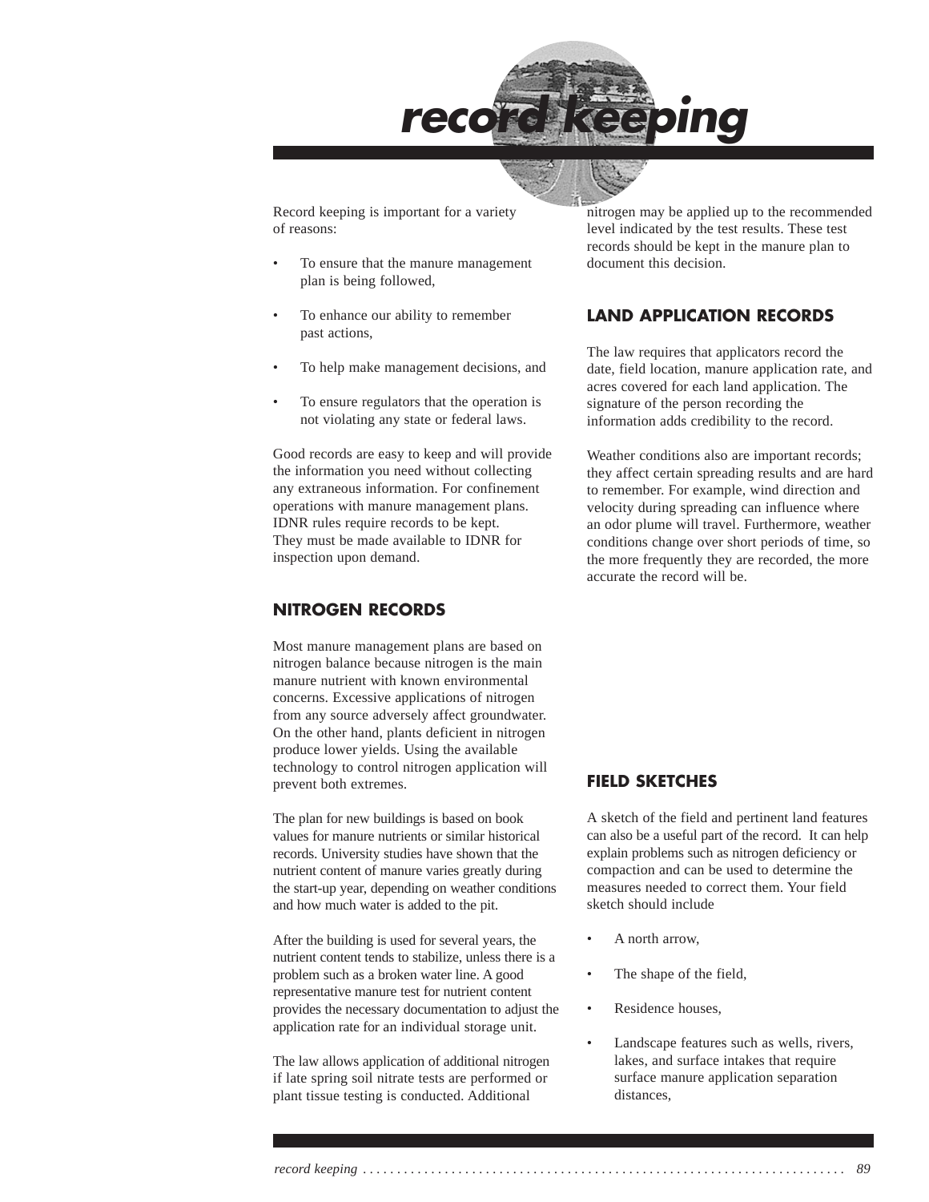# record keeping

Record keeping is important for a variety of reasons:

- To ensure that the manure management plan is being followed,
- To enhance our ability to remember past actions,
- To help make management decisions, and
- To ensure regulators that the operation is not violating any state or federal laws.

Good records are easy to keep and will provide the information you need without collecting any extraneous information. For confinement operations with manure management plans. IDNR rules require records to be kept. They must be made available to IDNR for inspection upon demand.

## NITROGEN RECORDS

Most manure management plans are based on nitrogen balance because nitrogen is the main manure nutrient with known environmental concerns. Excessive applications of nitrogen from any source adversely affect groundwater. On the other hand, plants deficient in nitrogen produce lower yields. Using the available technology to control nitrogen application will prevent both extremes.

The plan for new buildings is based on book values for manure nutrients or similar historical records. University studies have shown that the nutrient content of manure varies greatly during the start-up year, depending on weather conditions and how much water is added to the pit.

After the building is used for several years, the nutrient content tends to stabilize, unless there is a problem such as a broken water line. A good representative manure test for nutrient content provides the necessary documentation to adjust the application rate for an individual storage unit.

The law allows application of additional nitrogen if late spring soil nitrate tests are performed or plant tissue testing is conducted. Additional nitrogen may be applied up to the recommended level indicated by the test results. These test records should be kept in the manure plan to document this decision.

## LAND APPLICATION RECORDS

The law requires that applicators record the date, field location, manure application rate, and acres covered for each land application. The signature of the person recording the information adds credibility to the record.

Weather conditions also are important records; they affect certain spreading results and are hard to remember. For example, wind direction and velocity during spreading can influence where an odor plume will travel. Furthermore, weather conditions change over short periods of time, so the more frequently they are recorded, the more accurate the record will be.

## FIELD SKETCHES

A sketch of the field and pertinent land features can also be a useful part of the record. It can help explain problems such as nitrogen deficiency or compaction and can be used to determine the measures needed to correct them. Your field sketch should include

- A north arrow,
- The shape of the field,
- Residence houses,
- Landscape features such as wells, rivers, lakes, and surface intakes that require surface manure application separation distances,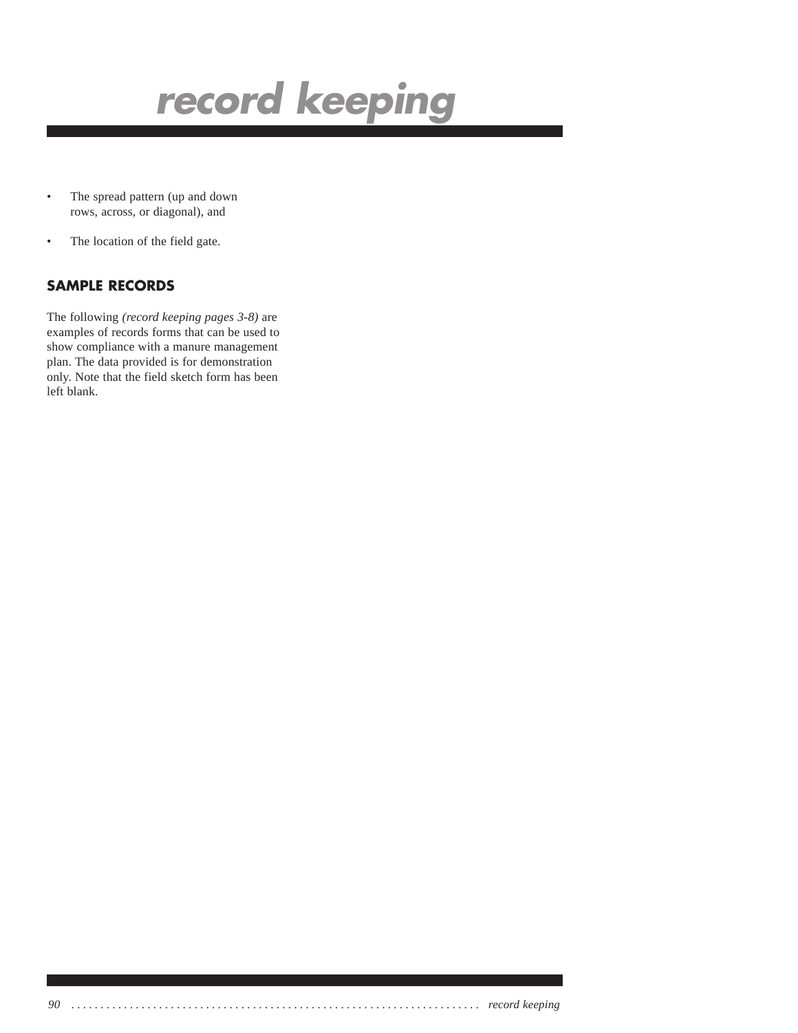- The spread pattern (up and down rows, across, or diagonal), and
- The location of the field gate.

## SAMPLE RECORDS

The following *(record keeping pages 3-8)* are examples of records forms that can be used to show compliance with a manure management plan. The data provided is for demonstration only. Note that the field sketch form has been left blank.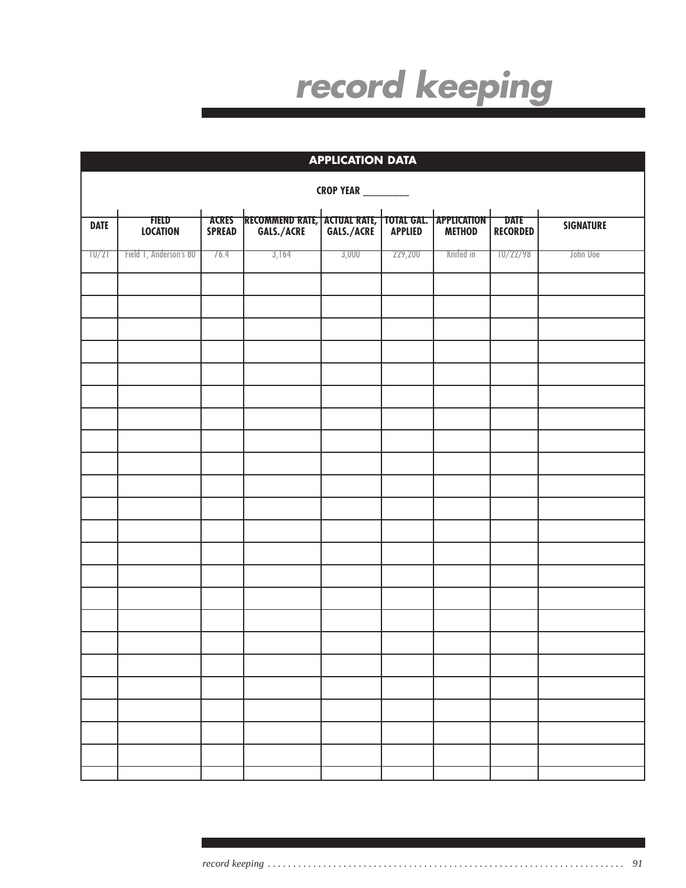# record keeping

## APPLICATION DATA

**CROP YEAR ________**

| DATE | FIELD LOCATION | ACRES SPREAD | RECOMMEND RATE, GALS./ACRE | ACTUAL RATE, GALS./ACRE | TOTAL GAL. APPLIED | APPLICATION METHOD | DATE RECORDED | SIGNATURE |
|---|---|---|---|---|---|---|---|---|
| 10/21 | Field 1, Anderson's 80 | 76.4 | 3,164 | 3,000 | 229,200 | Knifed in | 10/22/98 | John Doe |
| | | | | | | | | |
| | | | | | | | | |
| | | | | | | | | |
| | | | | | | | | |
| | | | | | | | | |
| | | | | | | | | |
| | | | | | | | | |
| | | | | | | | | |
| | | | | | | | | |
| | | | | | | | | |
| | | | | | | | | |
| | | | | | | | | |
| | | | | | | | | |
| | | | | | | | | |
| | | | | | | | | |
| | | | | | | | | |
| | | | | | | | | |
| | | | | | | | | |
| | | | | | | | | |
| | | | | | | | | |
| | | | | | | | | |
| | | | | | | | | |
| | | | | | | | | |
| | | | | | | | | |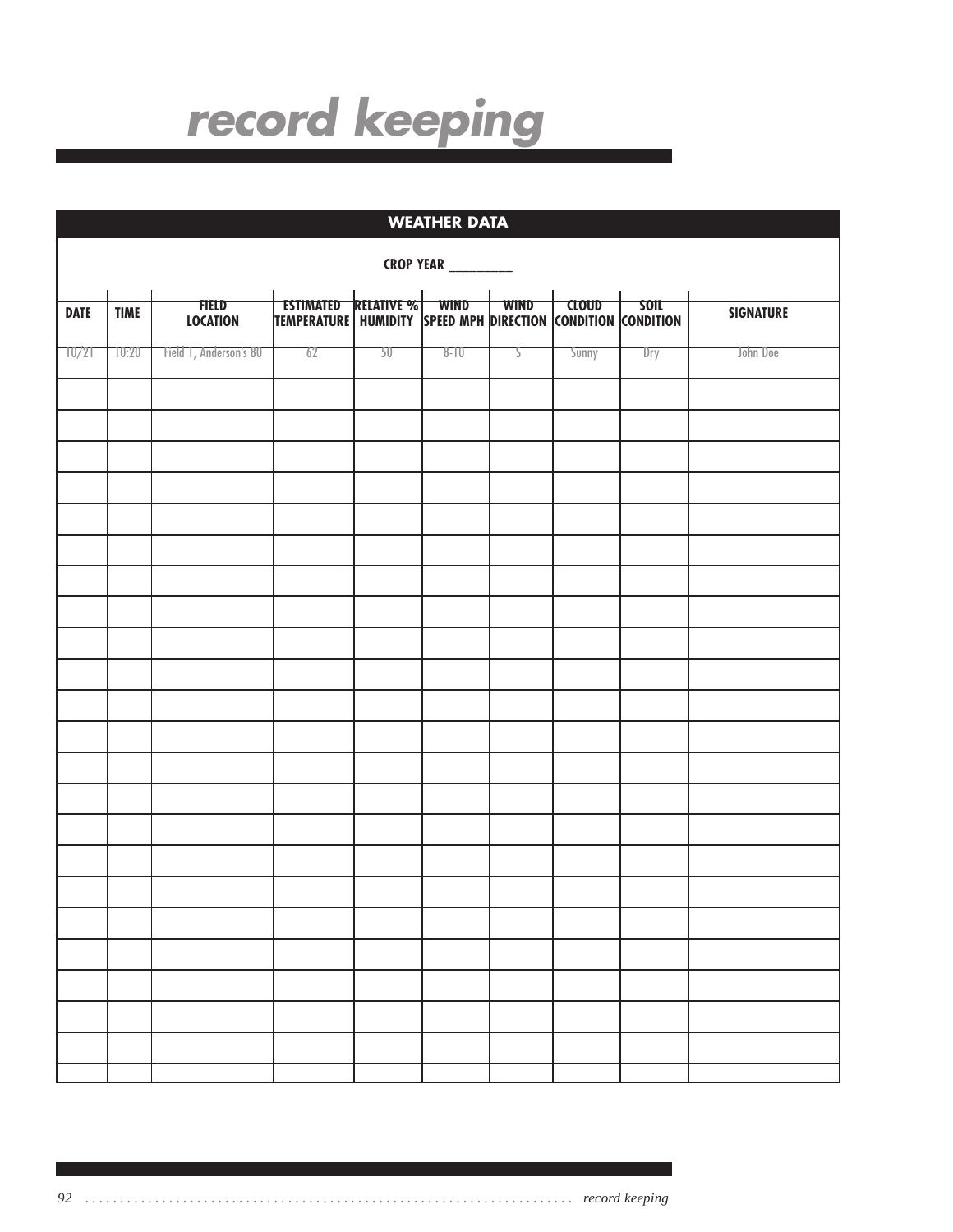# record keeping

## WEATHER DATA

CROP YEAR ________

| DATE | TIME | FIELD LOCATION | ESTIMATED TEMPERATURE | RELATIVE % HUMIDITY | WIND SPEED MPH | WIND DIRECTION | CLOUD CONDITION | SOIL CONDITION | SIGNATURE |
|---|---|---|---|---|---|---|---|---|---|
| 10/21 | 10:20 | Field 1, Anderson's 80 | 62 | 50 | 8-10 | S | Sunny | Dry | John Doe |
| | | | | | | | | | |
| | | | | | | | | | |
| | | | | | | | | | |
| | | | | | | | | | |
| | | | | | | | | | |
| | | | | | | | | | |
| | | | | | | | | | |
| | | | | | | | | | |
| | | | | | | | | | |
| | | | | | | | | | |
| | | | | | | | | | |
| | | | | | | | | | |
| | | | | | | | | | |
| | | | | | | | | | |
| | | | | | | | | | |
| | | | | | | | | | |
| | | | | | | | | | |
| | | | | | | | | | |
| | | | | | | | | | |
| | | | | | | | | | |
| | | | | | | | | | |
| | | | | | | | | | |
| | | | | | | | | | |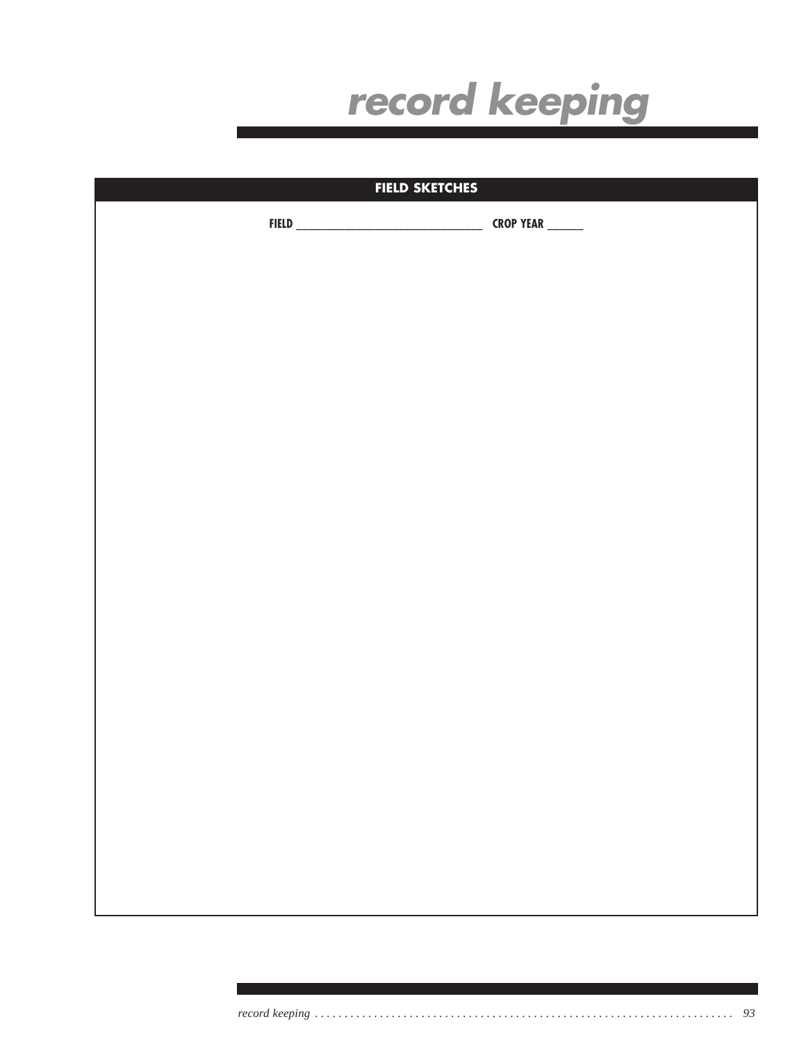# record keeping

## FIELD SKETCHES

FIELD ______________________________ CROP YEAR ______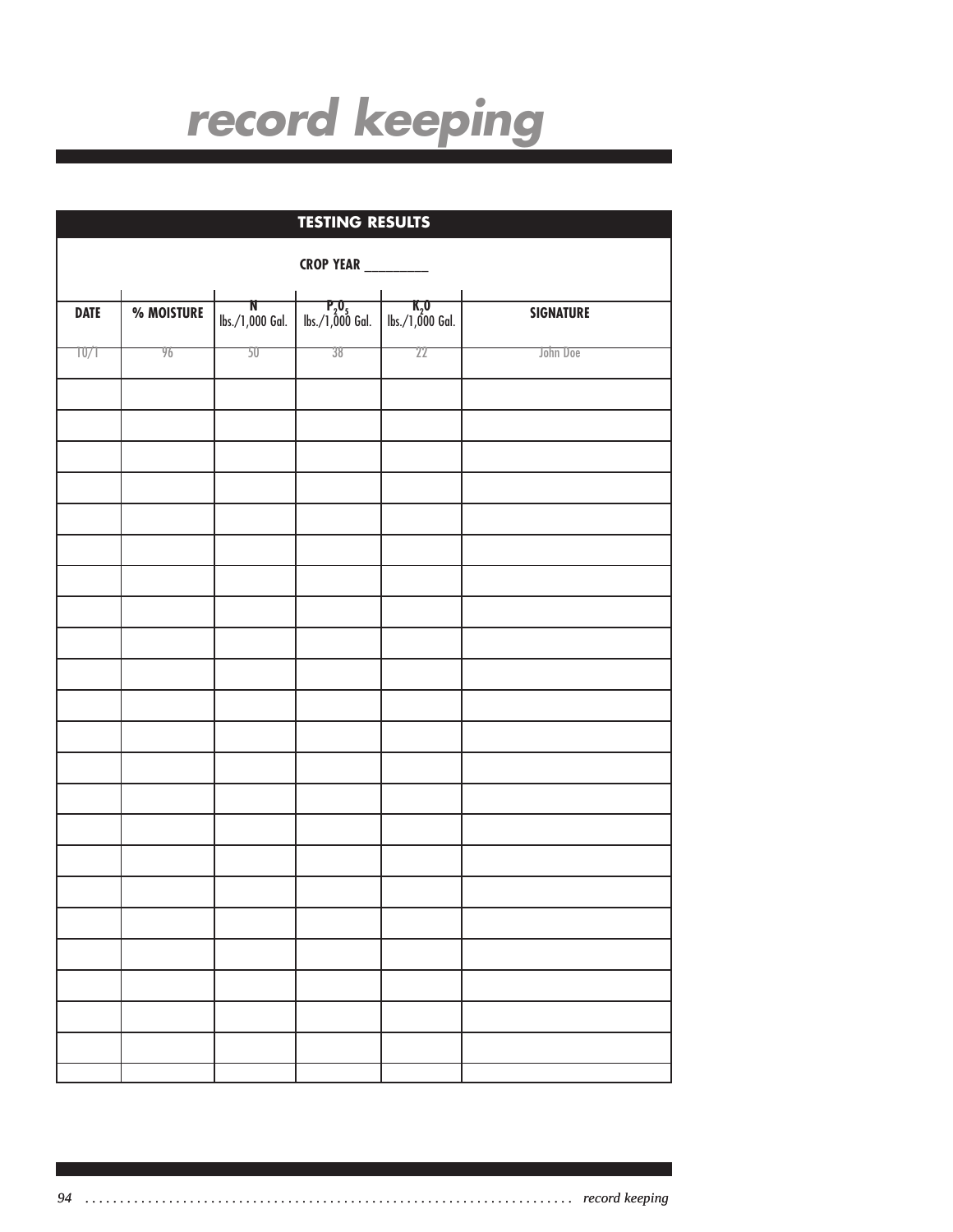# record keeping

## TESTING RESULTS

**CROP YEAR _________**

| DATE | % MOISTURE | N lbs./1,000 Gal. | $P_2O_5$ lbs./1,000 Gal. | $K_2O$ lbs./1,000 Gal. | SIGNATURE |
|---|---|---|---|---|---|
| 10/1 | 96 | 50 | 38 | 22 | John Doe |
| | | | | | |
| | | | | | |
| | | | | | |
| | | | | | |
| | | | | | |
| | | | | | |
| | | | | | |
| | | | | | |
| | | | | | |
| | | | | | |
| | | | | | |
| | | | | | |
| | | | | | |
| | | | | | |
| | | | | | |
| | | | | | |
| | | | | | |
| | | | | | |
| | | | | | |
| | | | | | |
| | | | | | |
| | | | | | |
| | | | | | |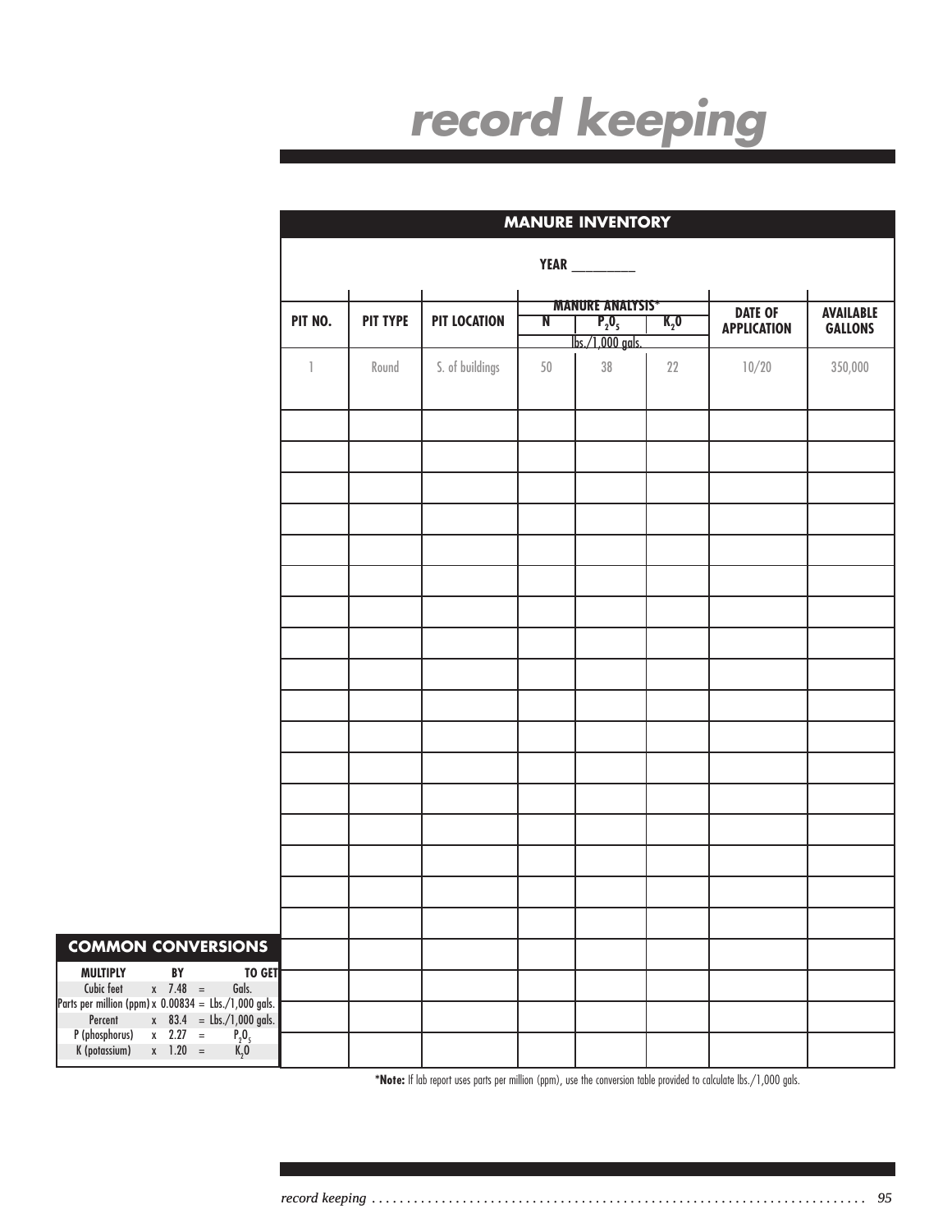# record keeping

## MANURE INVENTORY

YEAR ________

| PIT NO. | PIT TYPE | PIT LOCATION | MANURE ANALYSIS* | | | DATE OF APPLICATION | AVAILABLE GALLONS |
|---|---|---|---|---|---|---|---|
| | | | N | $P_2O_5$ | $K_2O$ | | |
| | | | lbs./1,000 gals. | | | | |
| 1 | Round | S. of buildings | 50 | 38 | 22 | 10/20 | 350,000 |
| | | | | | | | |
| | | | | | | | |
| | | | | | | | |
| | | | | | | | |
| | | | | | | | |
| | | | | | | | |
| | | | | | | | |
| | | | | | | | |
| | | | | | | | |
| | | | | | | | |
| | | | | | | | |
| | | | | | | | |
| | | | | | | | |
| | | | | | | | |
| | | | | | | | |
| | | | | | | | |
| | | | | | | | |
| | | | | | | | |
| | | | | | | | |
| | | | | | | | |

**\*Note:** If lab report uses parts per million (ppm), use the conversion table provided to calculate lbs./1,000 gals.

### COMMON CONVERSIONS

| MULTIPLY | | BY | | TO GET |
|---|---|---|---|---|
| Cubic feet | x | 7.48 | = | Gals. |
| Parts per million (ppm) | x | 0.00834 | = | Lbs./1,000 gals. |
| Percent | x | 83.4 | = | Lbs./1,000 gals. |
| P (phosphorus) | x | 2.27 | = | $P_2O_5$ |
| K (potassium) | x | 1.20 | = | $K_2O$ |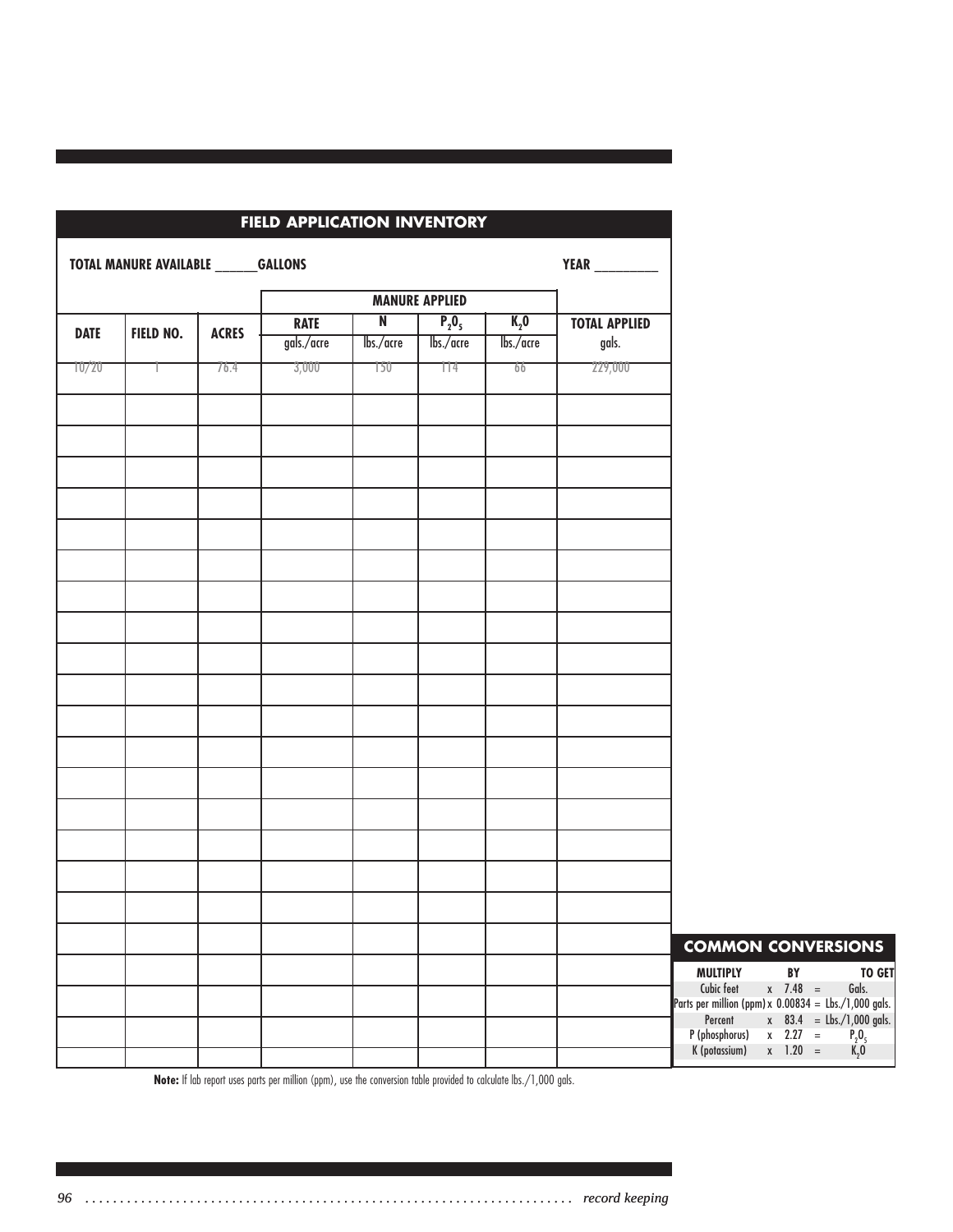## FIELD APPLICATION INVENTORY

**TOTAL MANURE AVAILABLE ______GALLONS** **YEAR _________**

| DATE | FIELD NO. | ACRES | MANURE APPLIED RATE gals./acre | N lbs./acre | $P_2O_5$ lbs./acre | $K_2O$ lbs./acre | TOTAL APPLIED gals. |
|---|---|---|---|---|---|---|---|
| 10/20 | 1 | 76.4 | 3,000 | 150 | 114 | 66 | 229,000 |
| | | | | | | | |
| | | | | | | | |
| | | | | | | | |
| | | | | | | | |
| | | | | | | | |
| | | | | | | | |
| | | | | | | | |
| | | | | | | | |
| | | | | | | | |
| | | | | | | | |
| | | | | | | | |
| | | | | | | | |
| | | | | | | | |
| | | | | | | | |
| | | | | | | | |
| | | | | | | | |
| | | | | | | | |
| | | | | | | | |
| | | | | | | | |
| | | | | | | | |
| | | | | | | | |
| | | | | | | | |

**Note:** If lab report uses parts per million (ppm), use the conversion table provided to calculate lbs./1,000 gals.

### COMMON CONVERSIONS

| MULTIPLY | | BY | | TO GET |
|---|---|---|---|---|
| Cubic feet | x | 7.48 | = | Gals. |
| Parts per million (ppm) | x | 0.00834 | = | Lbs./1,000 gals. |
| Percent | x | 83.4 | = | Lbs./1,000 gals. |
| P (phosphorus) | x | 2.27 | = | $P_2O_5$ |
| K (potassium) | x | 1.20 | = | $K_2O$ |